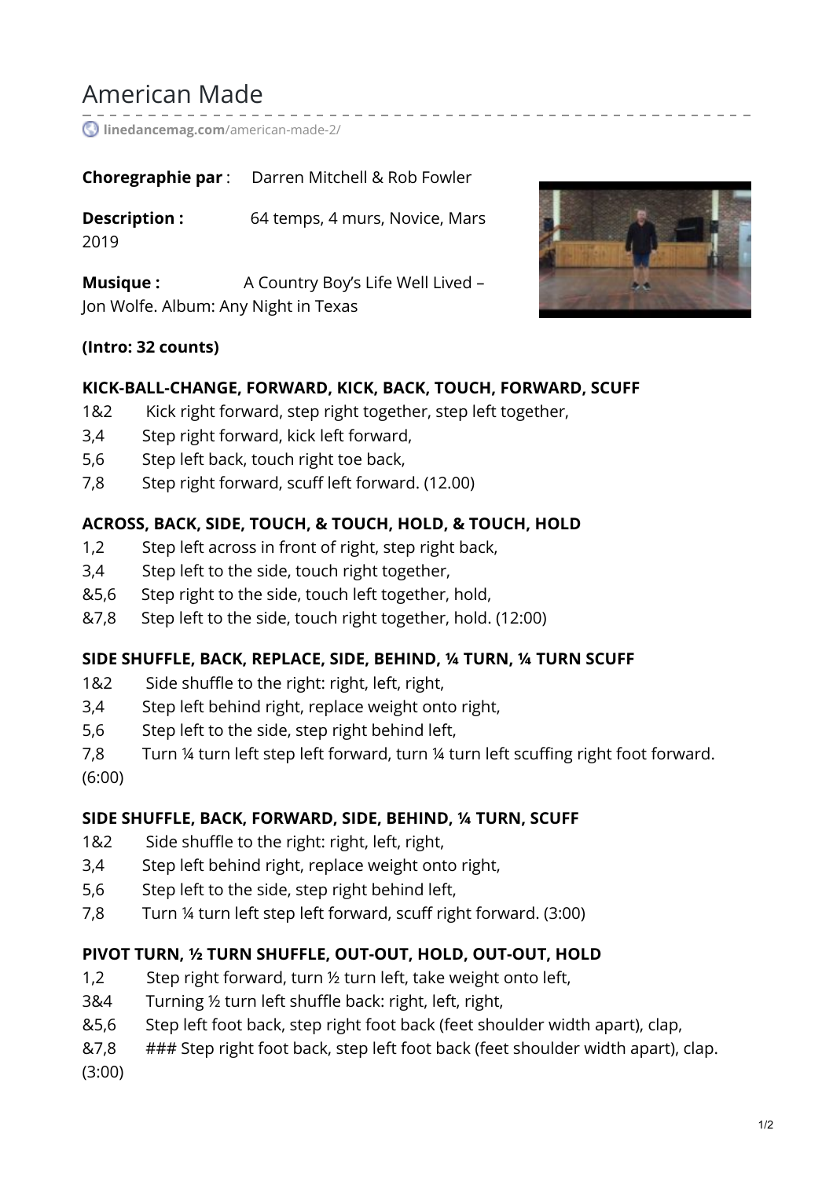# American Made

linedancemag.com/american-made-2/

**Choregraphie par** : Darren Mitchell & Rob Fowler

**Description :** 64 temps, 4 murs, Novice, Mars 2019

**Musique :** A Country Boy's Life Well Lived – Jon Wolfe. Album: Any Night in Texas

**(Intro: 32 counts)**

**KICK-BALL-CHANGE, FORWARD, KICK, BACK, TOUCH, FORWARD, SCUFF**

1&2 Kick right forward, step right together, step left together,
3,4 Step right forward, kick left forward,
5,6 Step left back, touch right toe back,
7,8 Step right forward, scuff left forward. (12.00)

**ACROSS, BACK, SIDE, TOUCH, & TOUCH, HOLD, & TOUCH, HOLD**

1,2 Step left across in front of right, step right back,
3,4 Step left to the side, touch right together,
&5,6 Step right to the side, touch left together, hold,
&7,8 Step left to the side, touch right together, hold. (12:00)

**SIDE SHUFFLE, BACK, REPLACE, SIDE, BEHIND, ¼ TURN, ¼ TURN SCUFF**

1&2 Side shuffle to the right: right, left, right,
3,4 Step left behind right, replace weight onto right,
5,6 Step left to the side, step right behind left,
7,8 Turn ¼ turn left step left forward, turn ¼ turn left scuffing right foot forward. (6:00)

**SIDE SHUFFLE, BACK, FORWARD, SIDE, BEHIND, ¼ TURN, SCUFF**

1&2 Side shuffle to the right: right, left, right,
3,4 Step left behind right, replace weight onto right,
5,6 Step left to the side, step right behind left,
7,8 Turn ¼ turn left step left forward, scuff right forward. (3:00)

**PIVOT TURN, ½ TURN SHUFFLE, OUT-OUT, HOLD, OUT-OUT, HOLD**

1,2 Step right forward, turn ½ turn left, take weight onto left,
3&4 Turning ½ turn left shuffle back: right, left, right,
&5,6 Step left foot back, step right foot back (feet shoulder width apart), clap,
&7,8 ### Step right foot back, step left foot back (feet shoulder width apart), clap. (3:00)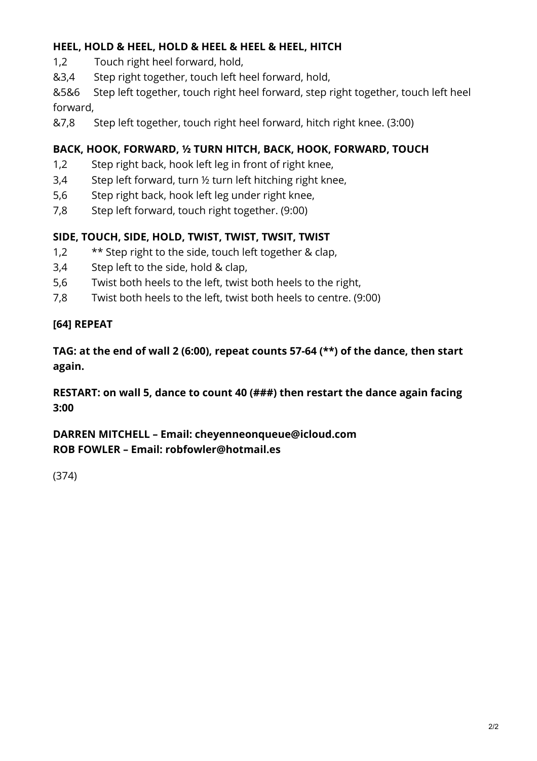**HEEL, HOLD & HEEL, HOLD & HEEL & HEEL & HEEL, HITCH**

1,2 Touch right heel forward, hold,

&3,4 Step right together, touch left heel forward, hold,

&5&6 Step left together, touch right heel forward, step right together, touch left heel forward,

&7,8 Step left together, touch right heel forward, hitch right knee. (3:00)

**BACK, HOOK, FORWARD, ½ TURN HITCH, BACK, HOOK, FORWARD, TOUCH**

1,2 Step right back, hook left leg in front of right knee,

3,4 Step left forward, turn ½ turn left hitching right knee,

5,6 Step right back, hook left leg under right knee,

7,8 Step left forward, touch right together. (9:00)

**SIDE, TOUCH, SIDE, HOLD, TWIST, TWIST, TWSIT, TWIST**

1,2 ** Step right to the side, touch left together & clap,

3,4 Step left to the side, hold & clap,

5,6 Twist both heels to the left, twist both heels to the right,

7,8 Twist both heels to the left, twist both heels to centre. (9:00)

**[64] REPEAT**

**TAG: at the end of wall 2 (6:00), repeat counts 57-64 (**) of the dance, then start again.**

**RESTART: on wall 5, dance to count 40 (###) then restart the dance again facing 3:00**

**DARREN MITCHELL – Email: cheyenneonqueue@icloud.com**
**ROB FOWLER – Email: robfowler@hotmail.es**

(374)